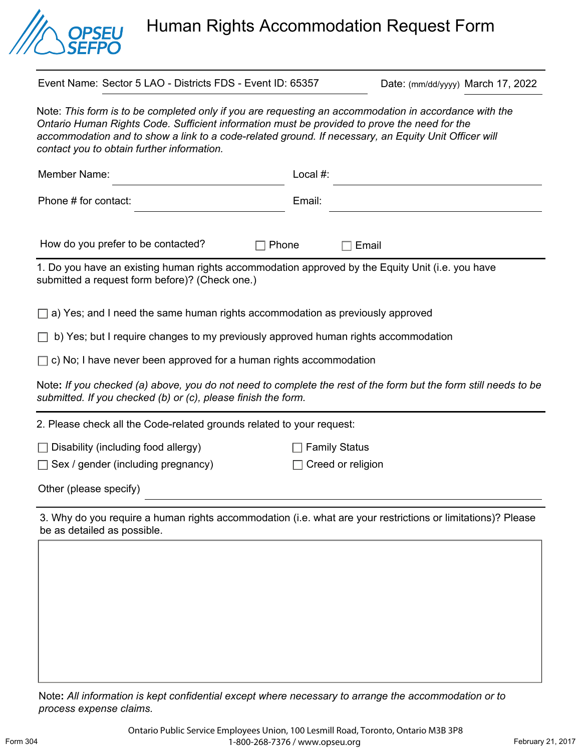# Human Rights Accommodation Request Form

Event Name: Sector 5 LAO - Districts FDS - Event ID: 65357 Date: (mm/dd/yyyy) March 17, 2022

Note: *This form is to be completed only if you are requesting an accommodation in accordance with the Ontario Human Rights Code. Sufficient information must be provided to prove the need for the accommodation and to show a link to a code-related ground. If necessary, an Equity Unit Officer will contact you to obtain further information.*

Member Name: ______________________ Local #: ______________________

Phone # for contact: ______________________ Email: ______________________

How do you prefer to be contacted? ☐ Phone ☐ Email

1. Do you have an existing human rights accommodation approved by the Equity Unit (i.e. you have submitted a request form before)? (Check one.)

☐ a) Yes; and I need the same human rights accommodation as previously approved

☐ b) Yes; but I require changes to my previously approved human rights accommodation

☐ c) No; I have never been approved for a human rights accommodation

Note**:** *If you checked (a) above, you do not need to complete the rest of the form but the form still needs to be submitted. If you checked (b) or (c), please finish the form.*

2. Please check all the Code-related grounds related to your request:

☐ Disability (including food allergy)

☐ Sex / gender (including pregnancy)

☐ Family Status

☐ Creed or religion

Other (please specify) ______________________

3. Why do you require a human rights accommodation (i.e. what are your restrictions or limitations)? Please be as detailed as possible.

Note**:** *All information is kept confidential except where necessary to arrange the accommodation or to process expense claims.*

Ontario Public Service Employees Union, 100 Lesmill Road, Toronto, Ontario M3B 3P8
1-800-268-7376 / www.opseu.org

Form 304 February 21, 2017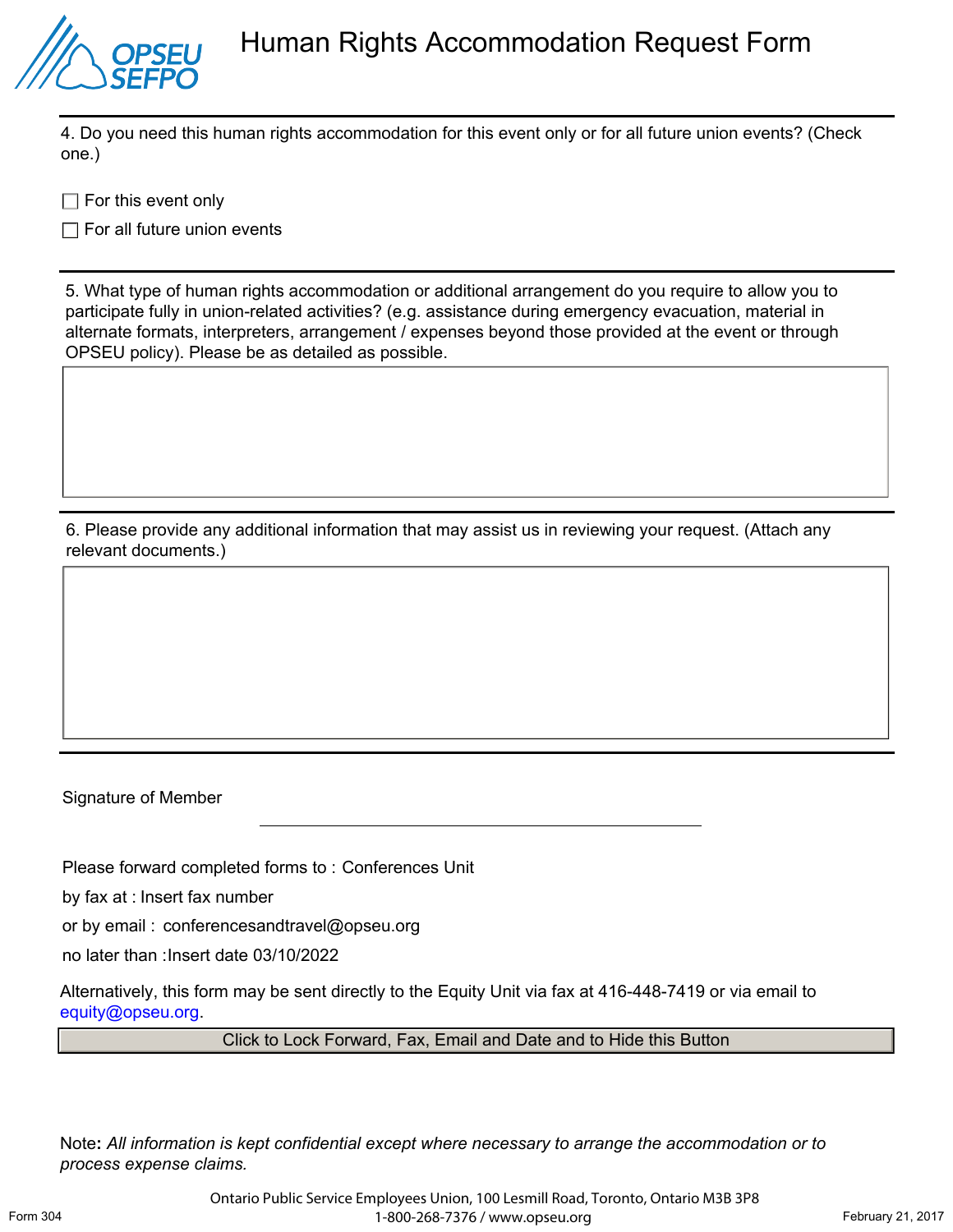# Human Rights Accommodation Request Form

4. Do you need this human rights accommodation for this event only or for all future union events? (Check one.)

- [ ] For this event only
- [ ] For all future union events

5. What type of human rights accommodation or additional arrangement do you require to allow you to participate fully in union-related activities? (e.g. assistance during emergency evacuation, material in alternate formats, interpreters, arrangement / expenses beyond those provided at the event or through OPSEU policy). Please be as detailed as possible.

6. Please provide any additional information that may assist us in reviewing your request. (Attach any relevant documents.)

Signature of Member \_\_\_\_\_\_\_\_\_\_\_\_\_\_\_\_\_\_\_\_\_\_\_\_\_\_\_\_\_\_\_\_\_\_\_\_

Please forward completed forms to : Conferences Unit

by fax at : Insert fax number

or by email : conferencesandtravel@opseu.org

no later than :Insert date 03/10/2022

Alternatively, this form may be sent directly to the Equity Unit via fax at 416-448-7419 or via email to equity@opseu.org.

Click to Lock Forward, Fax, Email and Date and to Hide this Button

Note**:** *All information is kept confidential except where necessary to arrange the accommodation or to process expense claims.*

Form 304

Ontario Public Service Employees Union, 100 Lesmill Road, Toronto, Ontario M3B 3P8
1-800-268-7376 / www.opseu.org

February 21, 2017